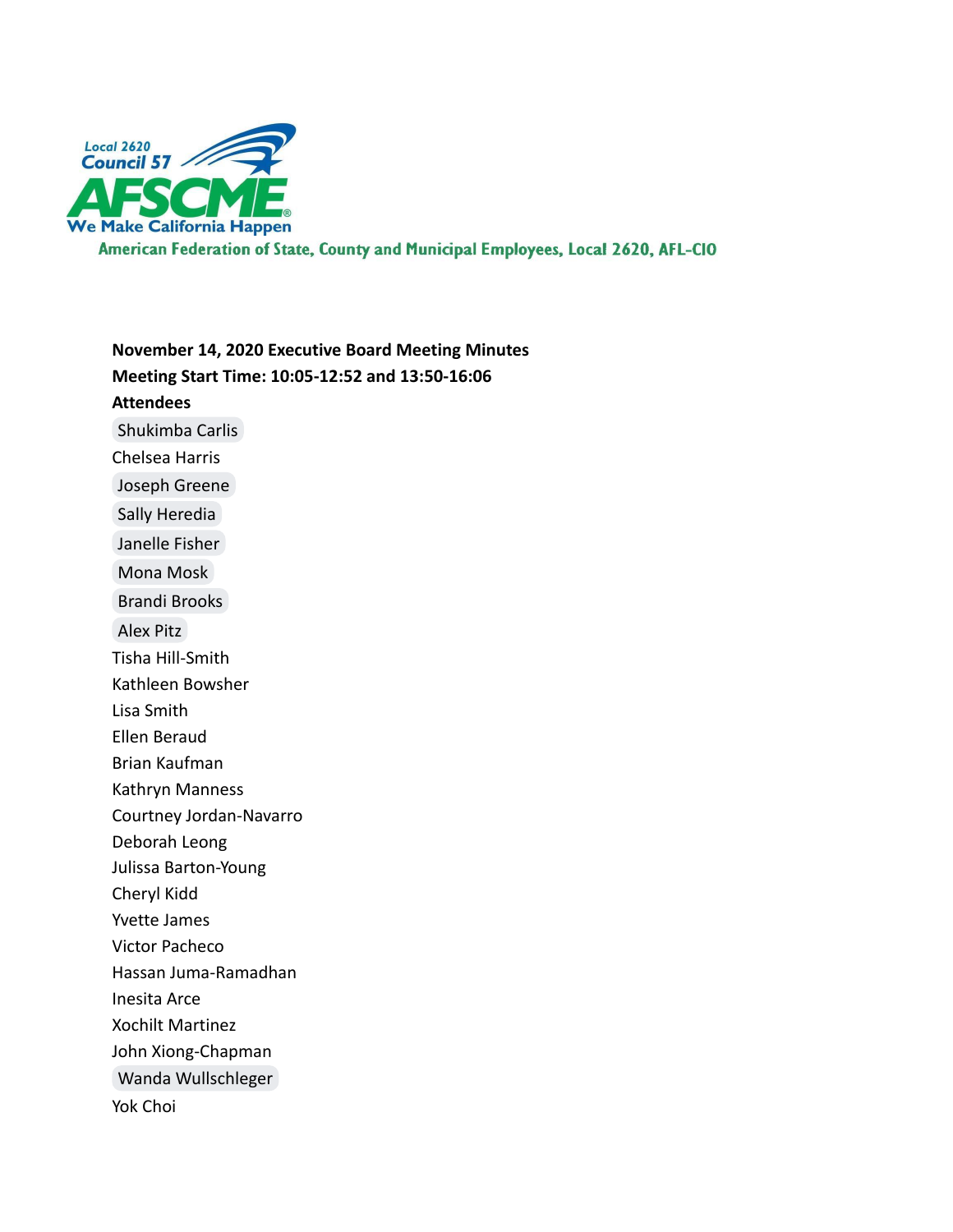Local 2620
Council 57
AFSCME
We Make California Happen

American Federation of State, County and Municipal Employees, Local 2620, AFL-CIO

**November 14, 2020 Executive Board Meeting Minutes**

**Meeting Start Time: 10:05-12:52 and 13:50-16:06**

**Attendees**

Shukimba Carlis
Chelsea Harris
Joseph Greene
Sally Heredia
Janelle Fisher
Mona Mosk
Brandi Brooks
Alex Pitz
Tisha Hill-Smith
Kathleen Bowsher
Lisa Smith
Ellen Beraud
Brian Kaufman
Kathryn Manness
Courtney Jordan-Navarro
Deborah Leong
Julissa Barton-Young
Cheryl Kidd
Yvette James
Victor Pacheco
Hassan Juma-Ramadhan
Inesita Arce
Xochilt Martinez
John Xiong-Chapman
Wanda Wullschleger
Yok Choi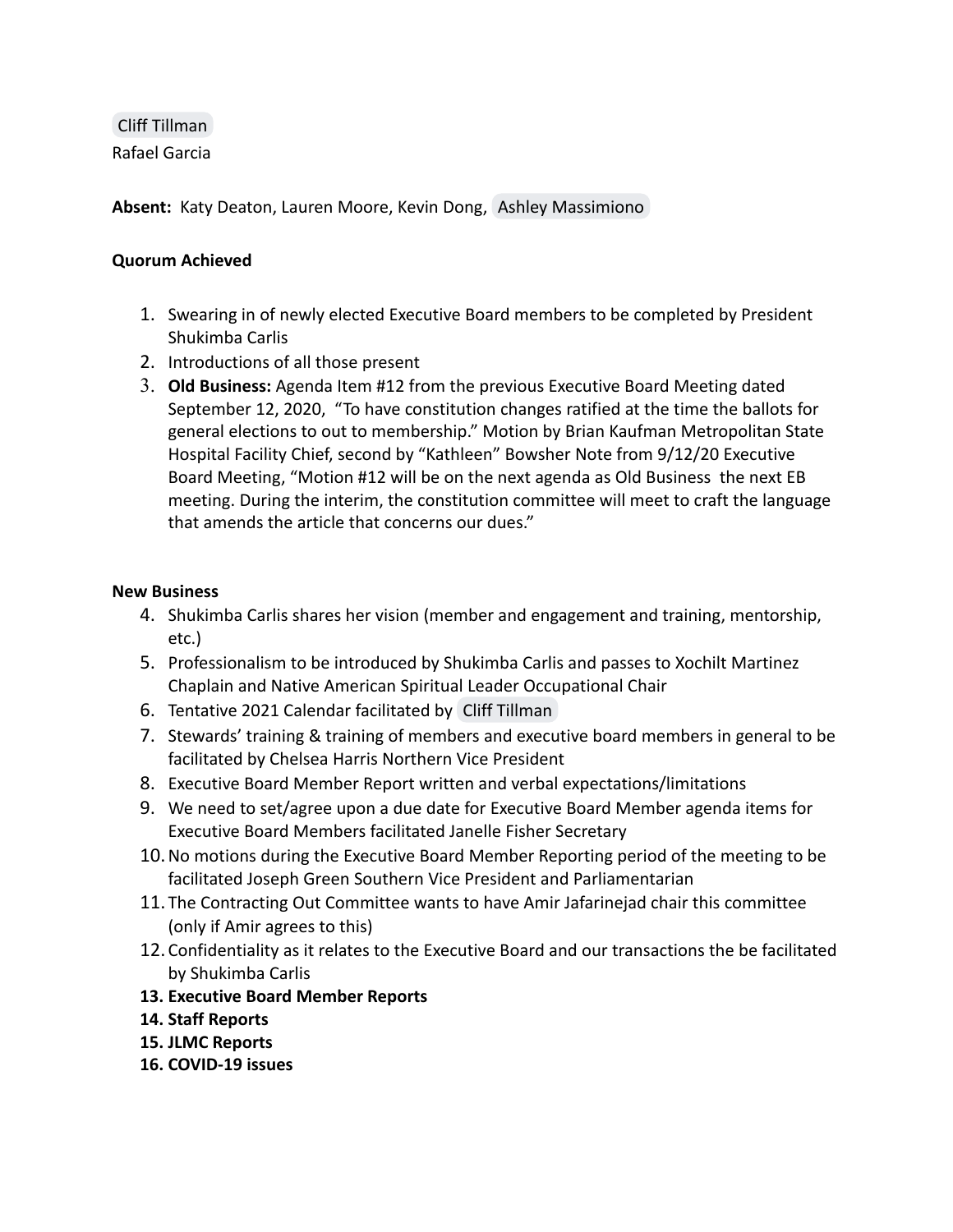Cliff Tillman
Rafael Garcia

**Absent:** Katy Deaton, Lauren Moore, Kevin Dong, Ashley Massimiono

**Quorum Achieved**

1. Swearing in of newly elected Executive Board members to be completed by President Shukimba Carlis
2. Introductions of all those present
3. **Old Business:** Agenda Item #12 from the previous Executive Board Meeting dated September 12, 2020, "To have constitution changes ratified at the time the ballots for general elections to out to membership." Motion by Brian Kaufman Metropolitan State Hospital Facility Chief, second by "Kathleen" Bowsher Note from 9/12/20 Executive Board Meeting, "Motion #12 will be on the next agenda as Old Business the next EB meeting. During the interim, the constitution committee will meet to craft the language that amends the article that concerns our dues."

**New Business**

4. Shukimba Carlis shares her vision (member and engagement and training, mentorship, etc.)
5. Professionalism to be introduced by Shukimba Carlis and passes to Xochilt Martinez Chaplain and Native American Spiritual Leader Occupational Chair
6. Tentative 2021 Calendar facilitated by Cliff Tillman
7. Stewards' training & training of members and executive board members in general to be facilitated by Chelsea Harris Northern Vice President
8. Executive Board Member Report written and verbal expectations/limitations
9. We need to set/agree upon a due date for Executive Board Member agenda items for Executive Board Members facilitated Janelle Fisher Secretary
10. No motions during the Executive Board Member Reporting period of the meeting to be facilitated Joseph Green Southern Vice President and Parliamentarian
11. The Contracting Out Committee wants to have Amir Jafarinejad chair this committee (only if Amir agrees to this)
12. Confidentiality as it relates to the Executive Board and our transactions the be facilitated by Shukimba Carlis
13. **Executive Board Member Reports**
14. **Staff Reports**
15. **JLMC Reports**
16. **COVID-19 issues**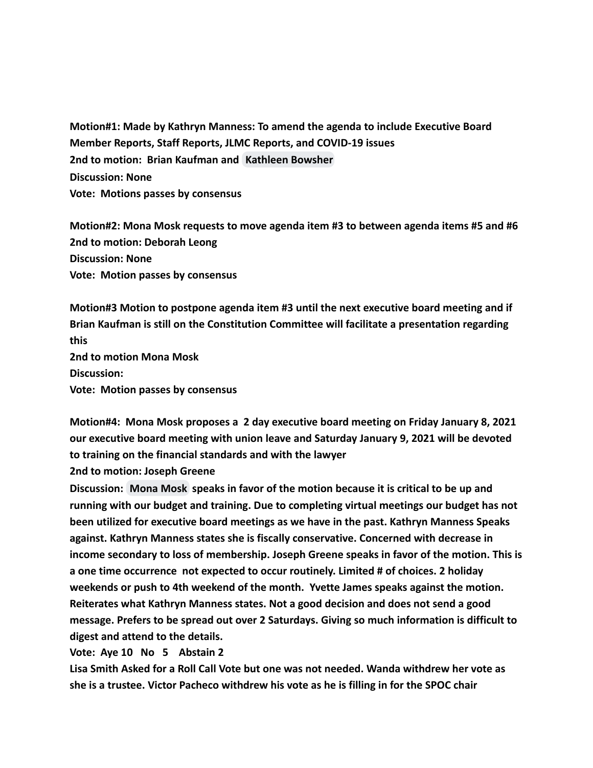**Motion#1: Made by Kathryn Manness: To amend the agenda to include Executive Board Member Reports, Staff Reports, JLMC Reports, and COVID-19 issues**
**2nd to motion: Brian Kaufman and Kathleen Bowsher**
**Discussion: None**
**Vote: Motions passes by consensus**

**Motion#2: Mona Mosk requests to move agenda item #3 to between agenda items #5 and #6**
**2nd to motion: Deborah Leong**
**Discussion: None**
**Vote: Motion passes by consensus**

**Motion#3 Motion to postpone agenda item #3 until the next executive board meeting and if Brian Kaufman is still on the Constitution Committee will facilitate a presentation regarding this**
**2nd to motion Mona Mosk**
**Discussion:**
**Vote: Motion passes by consensus**

**Motion#4: Mona Mosk proposes a 2 day executive board meeting on Friday January 8, 2021 our executive board meeting with union leave and Saturday January 9, 2021 will be devoted to training on the financial standards and with the lawyer**
**2nd to motion: Joseph Greene**
**Discussion: Mona Mosk speaks in favor of the motion because it is critical to be up and running with our budget and training. Due to completing virtual meetings our budget has not been utilized for executive board meetings as we have in the past. Kathryn Manness Speaks against. Kathryn Manness states she is fiscally conservative. Concerned with decrease in income secondary to loss of membership. Joseph Greene speaks in favor of the motion. This is a one time occurrence not expected to occur routinely. Limited # of choices. 2 holiday weekends or push to 4th weekend of the month. Yvette James speaks against the motion. Reiterates what Kathryn Manness states. Not a good decision and does not send a good message. Prefers to be spread out over 2 Saturdays. Giving so much information is difficult to digest and attend to the details.**
**Vote: Aye 10 No 5 Abstain 2**
**Lisa Smith Asked for a Roll Call Vote but one was not needed. Wanda withdrew her vote as she is a trustee. Victor Pacheco withdrew his vote as he is filling in for the SPOC chair**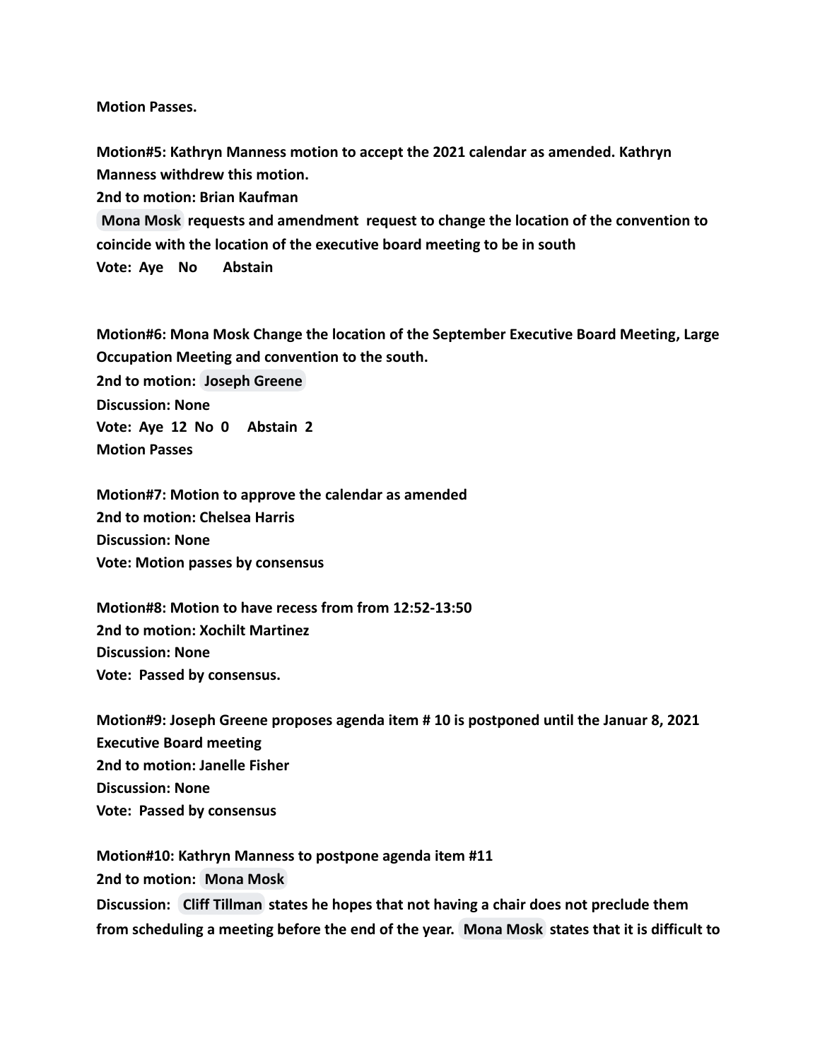**Motion Passes.**

**Motion#5: Kathryn Manness motion to accept the 2021 calendar as amended. Kathryn Manness withdrew this motion.**
**2nd to motion: Brian Kaufman**
**Mona Mosk requests and amendment request to change the location of the convention to coincide with the location of the executive board meeting to be in south**
**Vote: Aye No Abstain**

**Motion#6: Mona Mosk Change the location of the September Executive Board Meeting, Large Occupation Meeting and convention to the south.**
**2nd to motion: Joseph Greene**
**Discussion: None**
**Vote: Aye 12 No 0 Abstain 2**
**Motion Passes**

**Motion#7: Motion to approve the calendar as amended**
**2nd to motion: Chelsea Harris**
**Discussion: None**
**Vote: Motion passes by consensus**

**Motion#8: Motion to have recess from from 12:52-13:50**
**2nd to motion: Xochilt Martinez**
**Discussion: None**
**Vote: Passed by consensus.**

**Motion#9: Joseph Greene proposes agenda item # 10 is postponed until the Januar 8, 2021 Executive Board meeting**
**2nd to motion: Janelle Fisher**
**Discussion: None**
**Vote: Passed by consensus**

**Motion#10: Kathryn Manness to postpone agenda item #11**
**2nd to motion: Mona Mosk**
**Discussion: Cliff Tillman states he hopes that not having a chair does not preclude them from scheduling a meeting before the end of the year. Mona Mosk states that it is difficult to**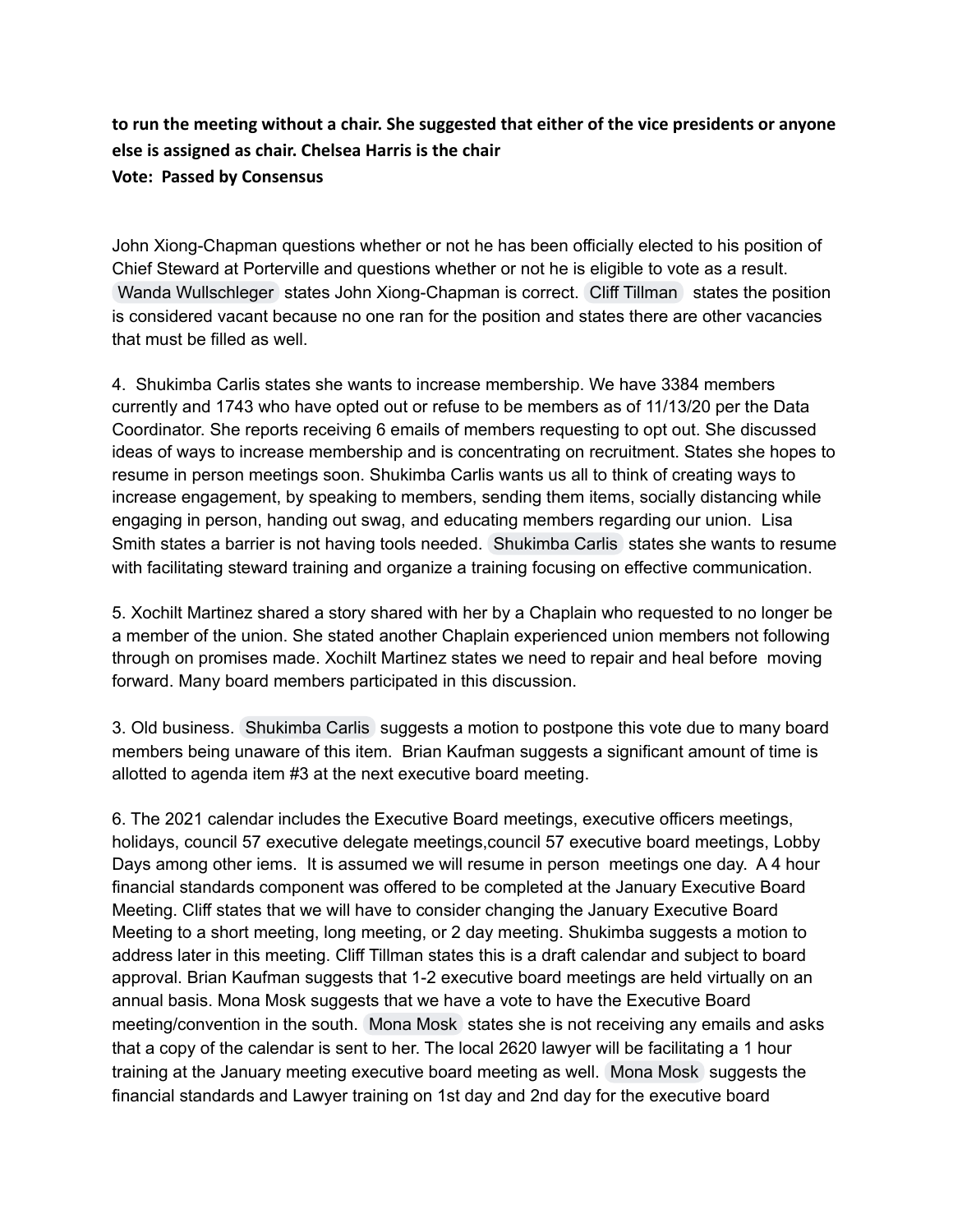**to run the meeting without a chair. She suggested that either of the vice presidents or anyone else is assigned as chair. Chelsea Harris is the chair**
**Vote: Passed by Consensus**

John Xiong-Chapman questions whether or not he has been officially elected to his position of Chief Steward at Porterville and questions whether or not he is eligible to vote as a result. Wanda Wullschleger states John Xiong-Chapman is correct. Cliff Tillman states the position is considered vacant because no one ran for the position and states there are other vacancies that must be filled as well.

4. Shukimba Carlis states she wants to increase membership. We have 3384 members currently and 1743 who have opted out or refuse to be members as of 11/13/20 per the Data Coordinator. She reports receiving 6 emails of members requesting to opt out. She discussed ideas of ways to increase membership and is concentrating on recruitment. States she hopes to resume in person meetings soon. Shukimba Carlis wants us all to think of creating ways to increase engagement, by speaking to members, sending them items, socially distancing while engaging in person, handing out swag, and educating members regarding our union. Lisa Smith states a barrier is not having tools needed. Shukimba Carlis states she wants to resume with facilitating steward training and organize a training focusing on effective communication.

5. Xochilt Martinez shared a story shared with her by a Chaplain who requested to no longer be a member of the union. She stated another Chaplain experienced union members not following through on promises made. Xochilt Martinez states we need to repair and heal before moving forward. Many board members participated in this discussion.

3. Old business. Shukimba Carlis suggests a motion to postpone this vote due to many board members being unaware of this item. Brian Kaufman suggests a significant amount of time is allotted to agenda item #3 at the next executive board meeting.

6. The 2021 calendar includes the Executive Board meetings, executive officers meetings, holidays, council 57 executive delegate meetings,council 57 executive board meetings, Lobby Days among other iems. It is assumed we will resume in person meetings one day. A 4 hour financial standards component was offered to be completed at the January Executive Board Meeting. Cliff states that we will have to consider changing the January Executive Board Meeting to a short meeting, long meeting, or 2 day meeting. Shukimba suggests a motion to address later in this meeting. Cliff Tillman states this is a draft calendar and subject to board approval. Brian Kaufman suggests that 1-2 executive board meetings are held virtually on an annual basis. Mona Mosk suggests that we have a vote to have the Executive Board meeting/convention in the south. Mona Mosk states she is not receiving any emails and asks that a copy of the calendar is sent to her. The local 2620 lawyer will be facilitating a 1 hour training at the January meeting executive board meeting as well. Mona Mosk suggests the financial standards and Lawyer training on 1st day and 2nd day for the executive board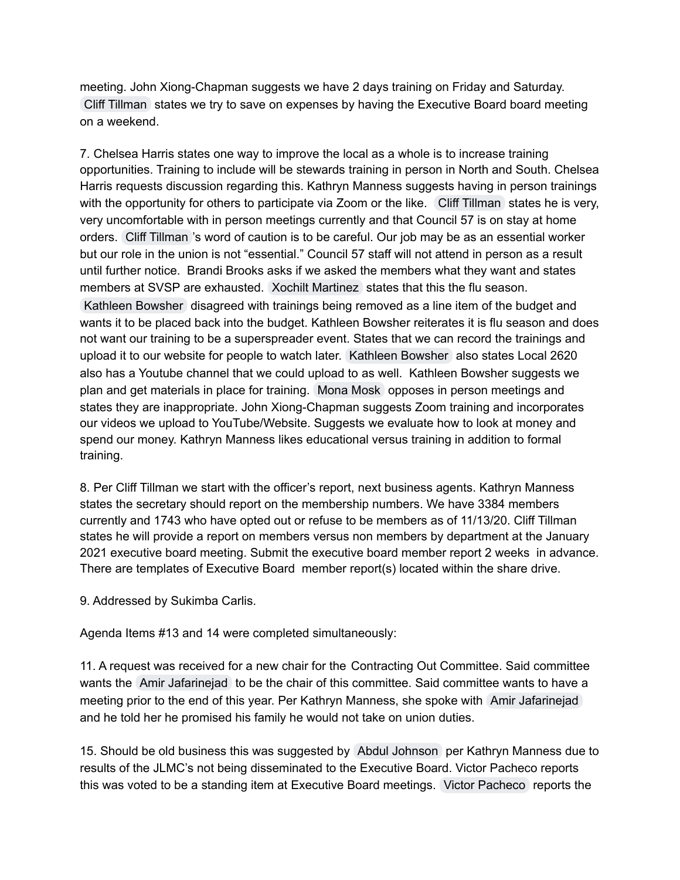meeting. John Xiong-Chapman suggests we have 2 days training on Friday and Saturday. Cliff Tillman states we try to save on expenses by having the Executive Board board meeting on a weekend.

7. Chelsea Harris states one way to improve the local as a whole is to increase training opportunities. Training to include will be stewards training in person in North and South. Chelsea Harris requests discussion regarding this. Kathryn Manness suggests having in person trainings with the opportunity for others to participate via Zoom or the like. Cliff Tillman states he is very, very uncomfortable with in person meetings currently and that Council 57 is on stay at home orders. Cliff Tillman's word of caution is to be careful. Our job may be as an essential worker but our role in the union is not "essential." Council 57 staff will not attend in person as a result until further notice. Brandi Brooks asks if we asked the members what they want and states members at SVSP are exhausted. Xochilt Martinez states that this the flu season. Kathleen Bowsher disagreed with trainings being removed as a line item of the budget and wants it to be placed back into the budget. Kathleen Bowsher reiterates it is flu season and does not want our training to be a superspreader event. States that we can record the trainings and upload it to our website for people to watch later. Kathleen Bowsher also states Local 2620 also has a Youtube channel that we could upload to as well. Kathleen Bowsher suggests we plan and get materials in place for training. Mona Mosk opposes in person meetings and states they are inappropriate. John Xiong-Chapman suggests Zoom training and incorporates our videos we upload to YouTube/Website. Suggests we evaluate how to look at money and spend our money. Kathryn Manness likes educational versus training in addition to formal training.

8. Per Cliff Tillman we start with the officer's report, next business agents. Kathryn Manness states the secretary should report on the membership numbers. We have 3384 members currently and 1743 who have opted out or refuse to be members as of 11/13/20. Cliff Tillman states he will provide a report on members versus non members by department at the January 2021 executive board meeting. Submit the executive board member report 2 weeks in advance. There are templates of Executive Board member report(s) located within the share drive.

9. Addressed by Sukimba Carlis.

Agenda Items #13 and 14 were completed simultaneously:

11. A request was received for a new chair for the Contracting Out Committee. Said committee wants the Amir Jafarinejad to be the chair of this committee. Said committee wants to have a meeting prior to the end of this year. Per Kathryn Manness, she spoke with Amir Jafarinejad and he told her he promised his family he would not take on union duties.

15. Should be old business this was suggested by Abdul Johnson per Kathryn Manness due to results of the JLMC's not being disseminated to the Executive Board. Victor Pacheco reports this was voted to be a standing item at Executive Board meetings. Victor Pacheco reports the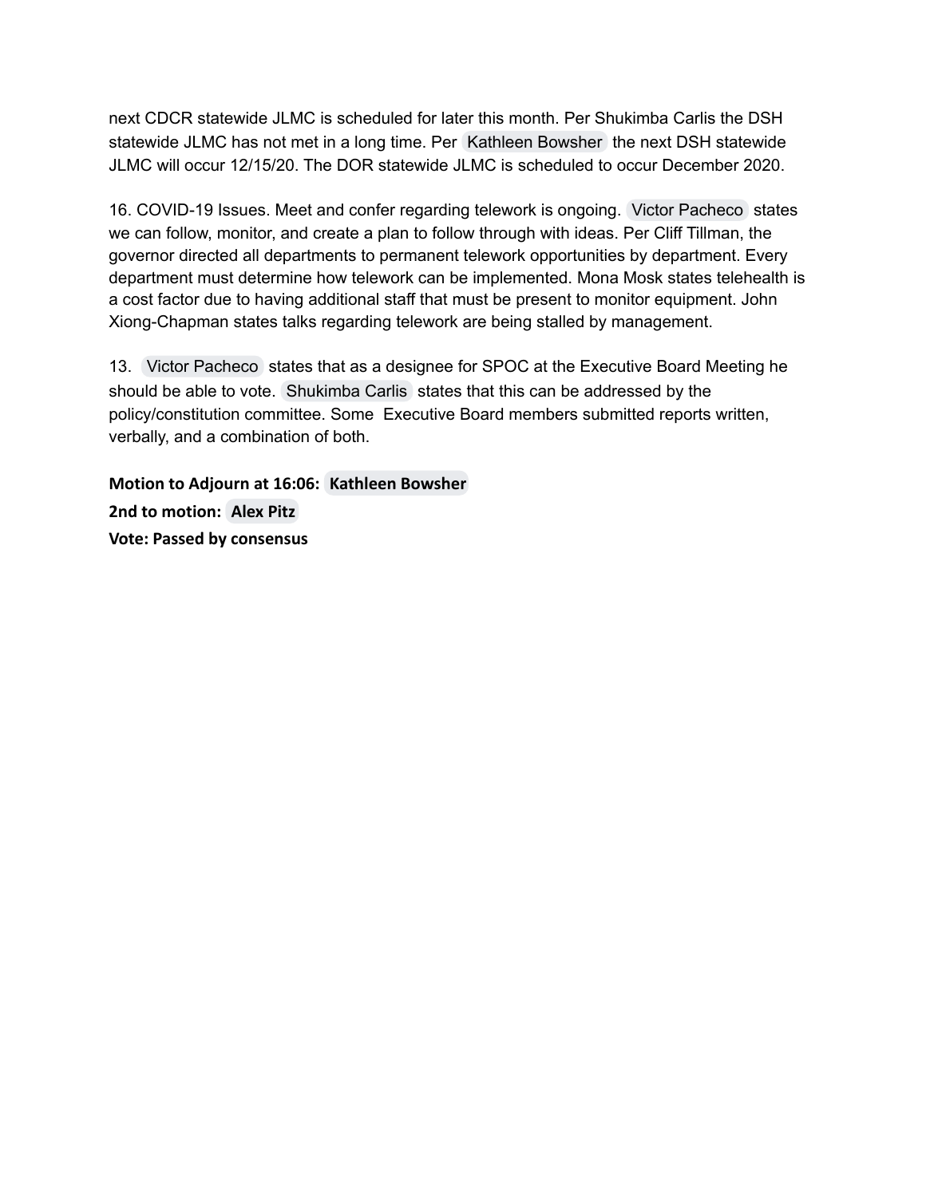next CDCR statewide JLMC is scheduled for later this month. Per Shukimba Carlis the DSH statewide JLMC has not met in a long time. Per Kathleen Bowsher the next DSH statewide JLMC will occur 12/15/20. The DOR statewide JLMC is scheduled to occur December 2020.

16. COVID-19 Issues. Meet and confer regarding telework is ongoing. Victor Pacheco states we can follow, monitor, and create a plan to follow through with ideas. Per Cliff Tillman, the governor directed all departments to permanent telework opportunities by department. Every department must determine how telework can be implemented. Mona Mosk states telehealth is a cost factor due to having additional staff that must be present to monitor equipment. John Xiong-Chapman states talks regarding telework are being stalled by management.

13. Victor Pacheco states that as a designee for SPOC at the Executive Board Meeting he should be able to vote. Shukimba Carlis states that this can be addressed by the policy/constitution committee. Some Executive Board members submitted reports written, verbally, and a combination of both.

**Motion to Adjourn at 16:06: Kathleen Bowsher**
**2nd to motion: Alex Pitz**
**Vote: Passed by consensus**